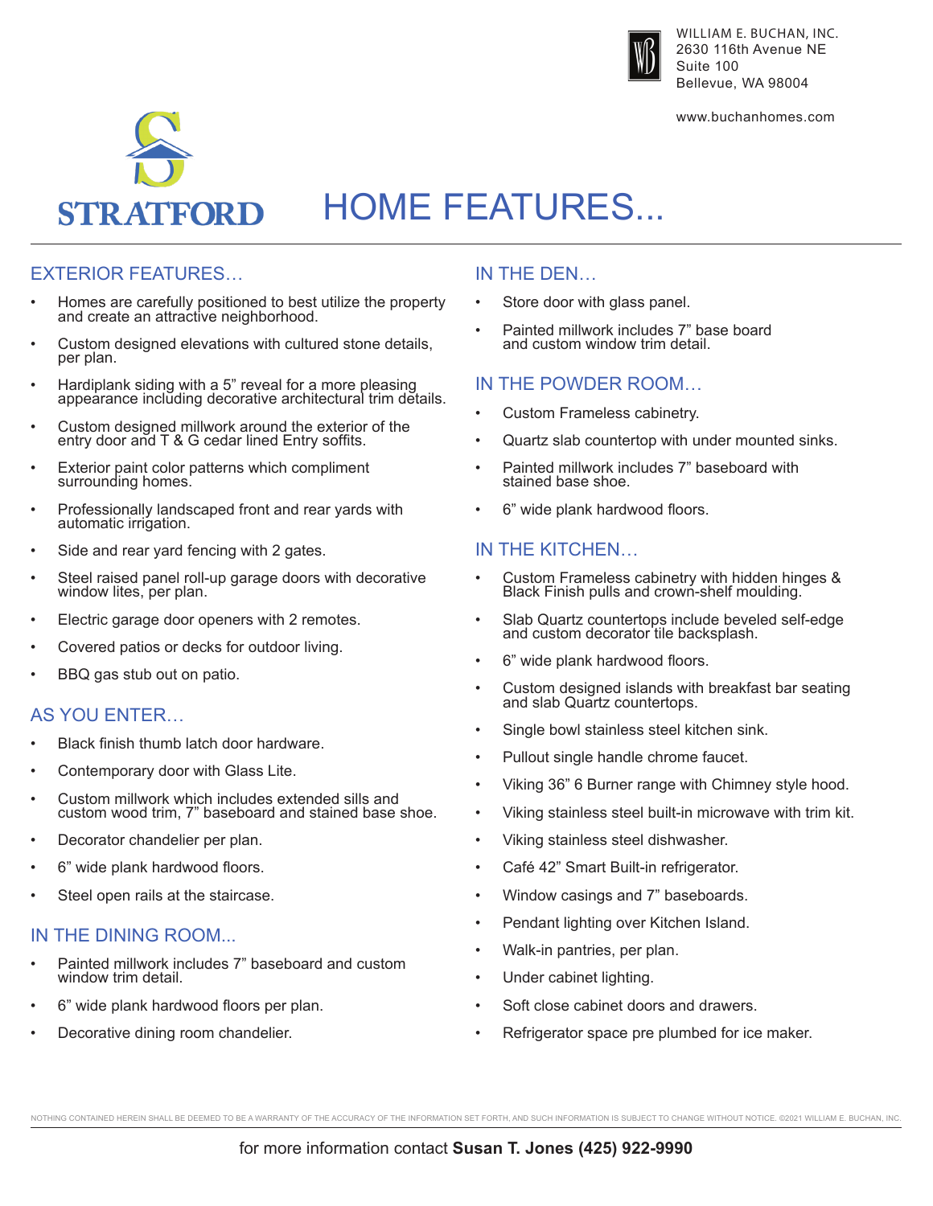WILLIAM E. BUCHAN, INC.
2630 116th Avenue NE
Suite 100
Bellevue, WA 98004

www.buchanhomes.com

STRATFORD

# HOME FEATURES...

## EXTERIOR FEATURES…

- Homes are carefully positioned to best utilize the property and create an attractive neighborhood.
- Custom designed elevations with cultured stone details, per plan.
- Hardiplank siding with a 5" reveal for a more pleasing appearance including decorative architectural trim details.
- Custom designed millwork around the exterior of the entry door and T & G cedar lined Entry soffits.
- Exterior paint color patterns which compliment surrounding homes.
- Professionally landscaped front and rear yards with automatic irrigation.
- Side and rear yard fencing with 2 gates.
- Steel raised panel roll-up garage doors with decorative window lites, per plan.
- Electric garage door openers with 2 remotes.
- Covered patios or decks for outdoor living.
- BBQ gas stub out on patio.

## AS YOU ENTER…

- Black finish thumb latch door hardware.
- Contemporary door with Glass Lite.
- Custom millwork which includes extended sills and custom wood trim, 7" baseboard and stained base shoe.
- Decorator chandelier per plan.
- 6" wide plank hardwood floors.
- Steel open rails at the staircase.

## IN THE DINING ROOM...

- Painted millwork includes 7" baseboard and custom window trim detail.
- 6" wide plank hardwood floors per plan.
- Decorative dining room chandelier.

## IN THE DEN…

- Store door with glass panel.
- Painted millwork includes 7" base board and custom window trim detail.

## IN THE POWDER ROOM…

- Custom Frameless cabinetry.
- Quartz slab countertop with under mounted sinks.
- Painted millwork includes 7" baseboard with stained base shoe.
- 6" wide plank hardwood floors.

## IN THE KITCHEN…

- Custom Frameless cabinetry with hidden hinges & Black Finish pulls and crown-shelf moulding.
- Slab Quartz countertops include beveled self-edge and custom decorator tile backsplash.
- 6" wide plank hardwood floors.
- Custom designed islands with breakfast bar seating and slab Quartz countertops.
- Single bowl stainless steel kitchen sink.
- Pullout single handle chrome faucet.
- Viking 36" 6 Burner range with Chimney style hood.
- Viking stainless steel built-in microwave with trim kit.
- Viking stainless steel dishwasher.
- Café 42" Smart Built-in refrigerator.
- Window casings and 7" baseboards.
- Pendant lighting over Kitchen Island.
- Walk-in pantries, per plan.
- Under cabinet lighting.
- Soft close cabinet doors and drawers.
- Refrigerator space pre plumbed for ice maker.

NOTHING CONTAINED HEREIN SHALL BE DEEMED TO BE A WARRANTY OF THE ACCURACY OF THE INFORMATION SET FORTH, AND SUCH INFORMATION IS SUBJECT TO CHANGE WITHOUT NOTICE. ©2021 WILLIAM E. BUCHAN, INC.

for more information contact **Susan T. Jones (425) 922-9990**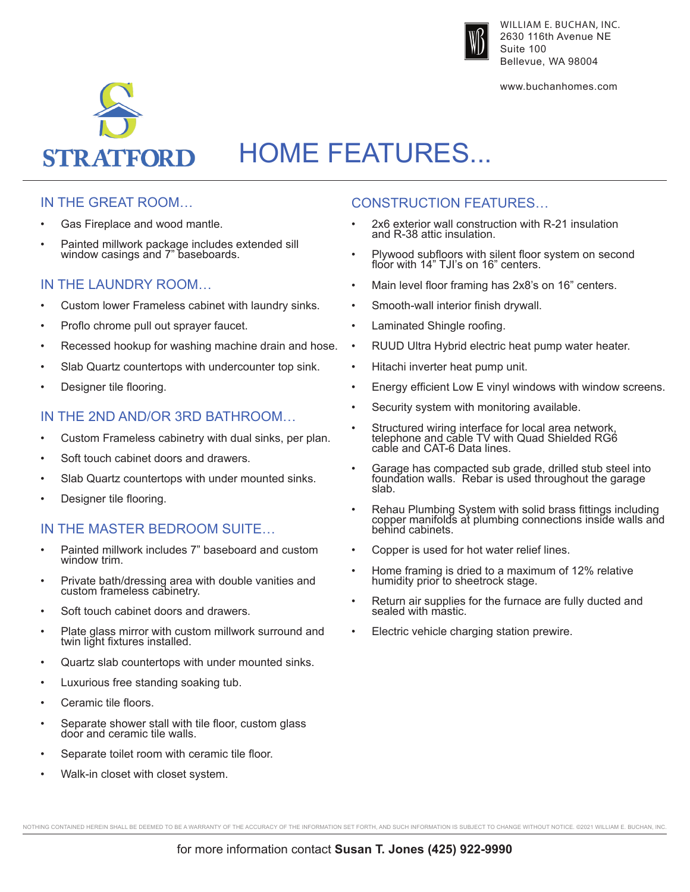WILLIAM E. BUCHAN, INC.
2630 116th Avenue NE
Suite 100
Bellevue, WA 98004

www.buchanhomes.com

STRATFORD

# HOME FEATURES...

## IN THE GREAT ROOM…

- Gas Fireplace and wood mantle.
- Painted millwork package includes extended sill window casings and 7” baseboards.

## IN THE LAUNDRY ROOM…

- Custom lower Frameless cabinet with laundry sinks.
- Proflo chrome pull out sprayer faucet.
- Recessed hookup for washing machine drain and hose.
- Slab Quartz countertops with undercounter top sink.
- Designer tile flooring.

## IN THE 2ND AND/OR 3RD BATHROOM…

- Custom Frameless cabinetry with dual sinks, per plan.
- Soft touch cabinet doors and drawers.
- Slab Quartz countertops with under mounted sinks.
- Designer tile flooring.

## IN THE MASTER BEDROOM SUITE…

- Painted millwork includes 7” baseboard and custom window trim.
- Private bath/dressing area with double vanities and custom frameless cabinetry.
- Soft touch cabinet doors and drawers.
- Plate glass mirror with custom millwork surround and twin light fixtures installed.
- Quartz slab countertops with under mounted sinks.
- Luxurious free standing soaking tub.
- Ceramic tile floors.
- Separate shower stall with tile floor, custom glass door and ceramic tile walls.
- Separate toilet room with ceramic tile floor.
- Walk-in closet with closet system.

## CONSTRUCTION FEATURES…

- 2x6 exterior wall construction with R-21 insulation and R-38 attic insulation.
- Plywood subfloors with silent floor system on second floor with 14” TJI’s on 16” centers.
- Main level floor framing has 2x8’s on 16” centers.
- Smooth-wall interior finish drywall.
- Laminated Shingle roofing.
- RUUD Ultra Hybrid electric heat pump water heater.
- Hitachi inverter heat pump unit.
- Energy efficient Low E vinyl windows with window screens.
- Security system with monitoring available.
- Structured wiring interface for local area network, telephone and cable TV with Quad Shielded RG6 cable and CAT-6 Data lines.
- Garage has compacted sub grade, drilled stub steel into foundation walls. Rebar is used throughout the garage slab.
- Rehau Plumbing System with solid brass fittings including copper manifolds at plumbing connections inside walls and behind cabinets.
- Copper is used for hot water relief lines.
- Home framing is dried to a maximum of 12% relative humidity prior to sheetrock stage.
- Return air supplies for the furnace are fully ducted and sealed with mastic.
- Electric vehicle charging station prewire.

NOTHING CONTAINED HEREIN SHALL BE DEEMED TO BE A WARRANTY OF THE ACCURACY OF THE INFORMATION SET FORTH, AND SUCH INFORMATION IS SUBJECT TO CHANGE WITHOUT NOTICE. ©2021 WILLIAM E. BUCHAN, INC.

for more information contact **Susan T. Jones (425) 922-9990**